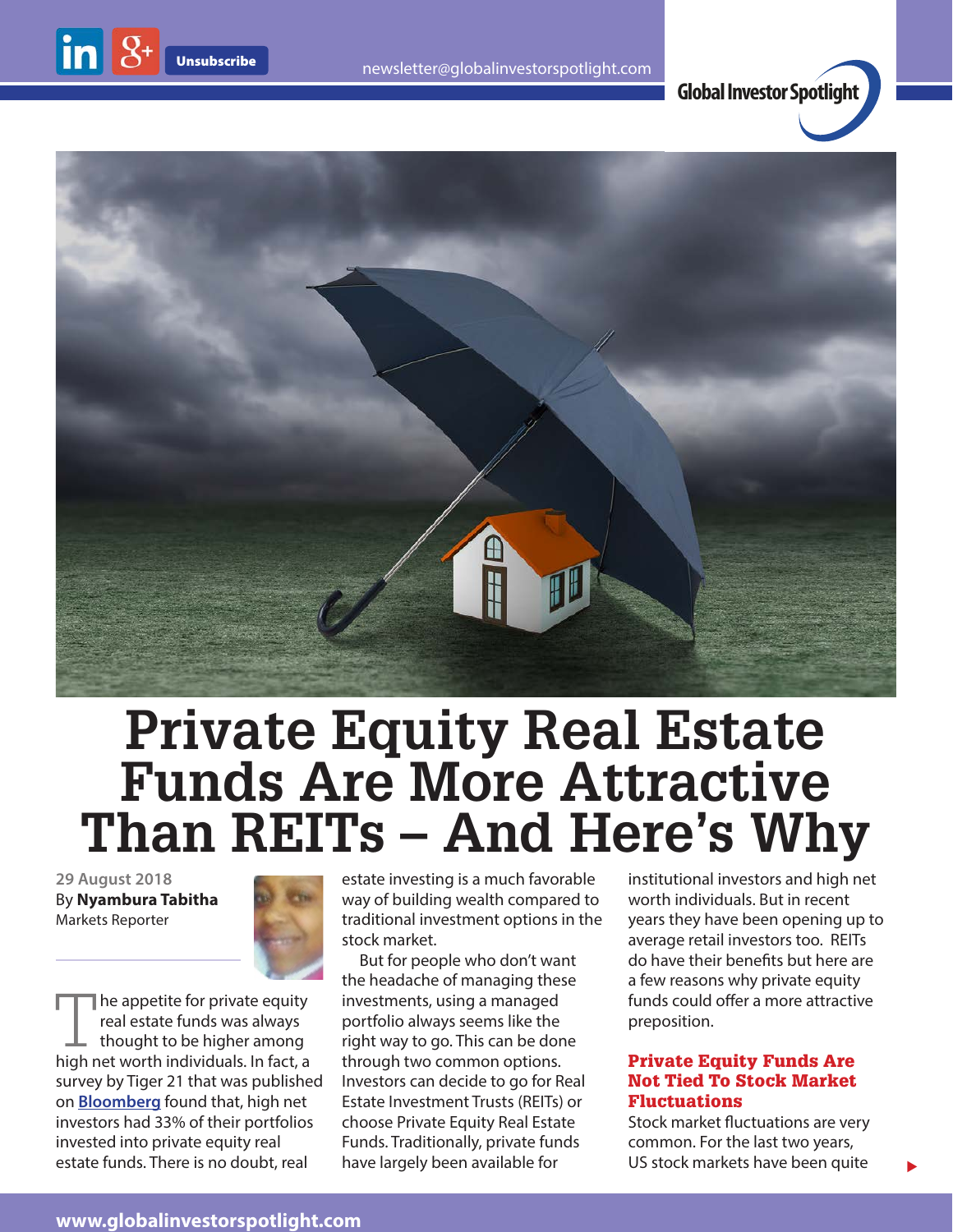# Private Equity Real Estate Funds Are More Attractive Than REITs – And Here's Why

29 August 2018
By **Nyambura Tabitha**
Markets Reporter

The appetite for private equity real estate funds was always thought to be higher among high net worth individuals. In fact, a survey by Tiger 21 that was published on **Bloomberg** found that, high net investors had 33% of their portfolios invested into private equity real estate funds. There is no doubt, real estate investing is a much favorable way of building wealth compared to traditional investment options in the stock market.

But for people who don't want the headache of managing these investments, using a managed portfolio always seems like the right way to go. This can be done through two common options. Investors can decide to go for Real Estate Investment Trusts (REITs) or choose Private Equity Real Estate Funds. Traditionally, private funds have largely been available for institutional investors and high net worth individuals. But in recent years they have been opening up to average retail investors too. REITs do have their benefits but here are a few reasons why private equity funds could offer a more attractive preposition.

## Private Equity Funds Are Not Tied To Stock Market Fluctuations

Stock market fluctuations are very common. For the last two years, US stock markets have been quite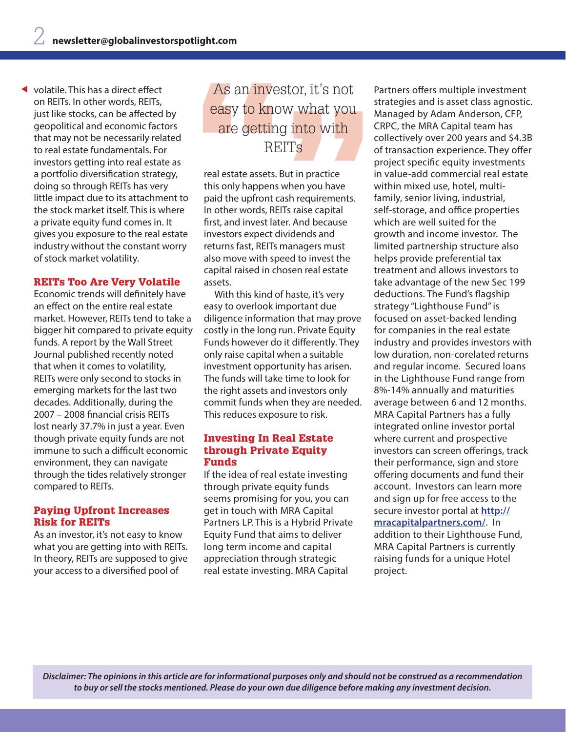volatile. This has a direct effect on REITs. In other words, REITs, just like stocks, can be affected by geopolitical and economic factors that may not be necessarily related to real estate fundamentals. For investors getting into real estate as a portfolio diversification strategy, doing so through REITs has very little impact due to its attachment to the stock market itself. This is where a private equity fund comes in. It gives you exposure to the real estate industry without the constant worry of stock market volatility.

## REITs Too Are Very Volatile

Economic trends will definitely have an effect on the entire real estate market. However, REITs tend to take a bigger hit compared to private equity funds. A report by the Wall Street Journal published recently noted that when it comes to volatility, REITs were only second to stocks in emerging markets for the last two decades. Additionally, during the 2007 – 2008 financial crisis REITs lost nearly 37.7% in just a year. Even though private equity funds are not immune to such a difficult economic environment, they can navigate through the tides relatively stronger compared to REITs.

## Paying Upfront Increases Risk for REITs

As an investor, it's not easy to know what you are getting into with REITs. In theory, REITs are supposed to give your access to a diversified pool of real estate assets. But in practice this only happens when you have paid the upfront cash requirements. In other words, REITs raise capital first, and invest later. And because investors expect dividends and returns fast, REITs managers must also move with speed to invest the capital raised in chosen real estate assets.

> As an investor, it's not easy to know what you are getting into with REITs

With this kind of haste, it's very easy to overlook important due diligence information that may prove costly in the long run. Private Equity Funds however do it differently. They only raise capital when a suitable investment opportunity has arisen. The funds will take time to look for the right assets and investors only commit funds when they are needed. This reduces exposure to risk.

## Investing In Real Estate through Private Equity Funds

If the idea of real estate investing through private equity funds seems promising for you, you can get in touch with MRA Capital Partners LP. This is a Hybrid Private Equity Fund that aims to deliver long term income and capital appreciation through strategic real estate investing. MRA Capital Partners offers multiple investment strategies and is asset class agnostic. Managed by Adam Anderson, CFP, CRPC, the MRA Capital team has collectively over 200 years and $4.3B of transaction experience. They offer project specific equity investments in value-add commercial real estate within mixed use, hotel, multi-family, senior living, industrial, self-storage, and office properties which are well suited for the growth and income investor. The limited partnership structure also helps provide preferential tax treatment and allows investors to take advantage of the new Sec 199 deductions. The Fund's flagship strategy "Lighthouse Fund" is focused on asset-backed lending for companies in the real estate industry and provides investors with low duration, non-corelated returns and regular income. Secured loans in the Lighthouse Fund range from 8%-14% annually and maturities average between 6 and 12 months. MRA Capital Partners has a fully integrated online investor portal where current and prospective investors can screen offerings, track their performance, sign and store offering documents and fund their account. Investors can learn more and sign up for free access to the secure investor portal at [http://mracapitalpartners.com/](http://mracapitalpartners.com/). In addition to their Lighthouse Fund, MRA Capital Partners is currently raising funds for a unique Hotel project.

***Disclaimer: The opinions in this article are for informational purposes only and should not be construed as a recommendation to buy or sell the stocks mentioned. Please do your own due diligence before making any investment decision.***